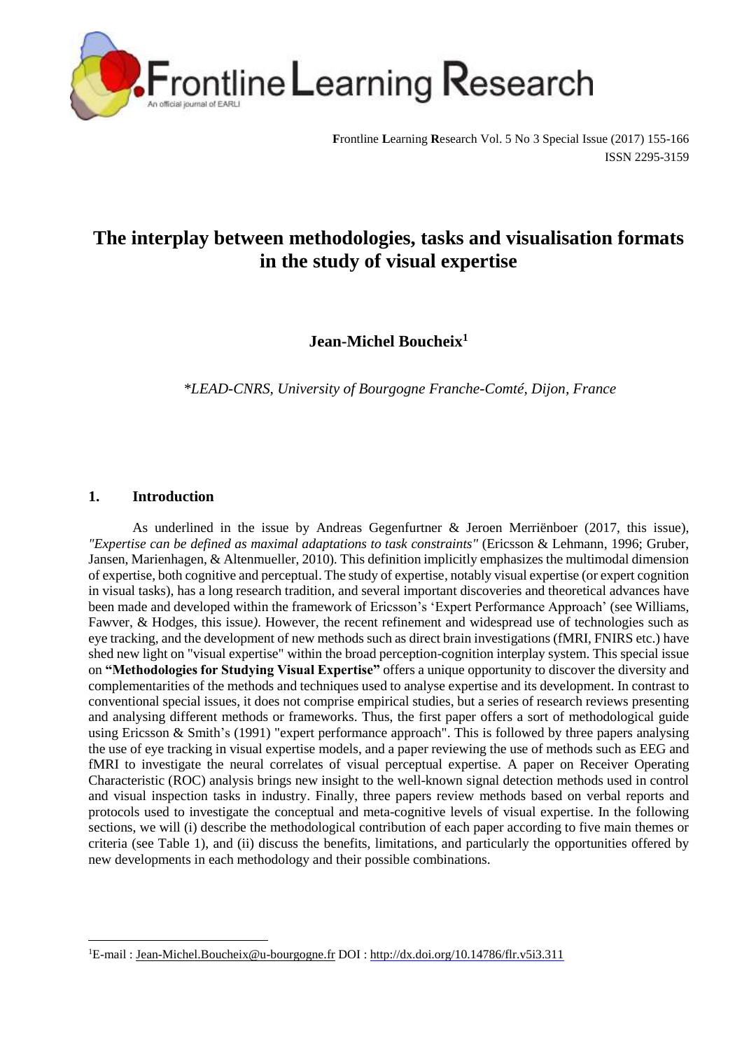# The interplay between methodologies, tasks and visualisation formats in the study of visual expertise

**Jean-Michel Boucheix[1]**

*\*LEAD-CNRS, University of Bourgogne Franche-Comté, Dijon, France*

## 1. Introduction

As underlined in the issue by Andreas Gegenfurtner & Jeroen Merriënboer (2017, this issue), *"Expertise can be defined as maximal adaptations to task constraints"* (Ericsson & Lehmann, 1996; Gruber, Jansen, Marienhagen, & Altenmueller, 2010). This definition implicitly emphasizes the multimodal dimension of expertise, both cognitive and perceptual. The study of expertise, notably visual expertise (or expert cognition in visual tasks), has a long research tradition, and several important discoveries and theoretical advances have been made and developed within the framework of Ericsson's 'Expert Performance Approach' (see Williams, Fawver, & Hodges, this issue*)*. However, the recent refinement and widespread use of technologies such as eye tracking, and the development of new methods such as direct brain investigations (fMRI, FNIRS etc.) have shed new light on "visual expertise" within the broad perception-cognition interplay system. This special issue on **"Methodologies for Studying Visual Expertise"** offers a unique opportunity to discover the diversity and complementarities of the methods and techniques used to analyse expertise and its development. In contrast to conventional special issues, it does not comprise empirical studies, but a series of research reviews presenting and analysing different methods or frameworks. Thus, the first paper offers a sort of methodological guide using Ericsson & Smith's (1991) "expert performance approach". This is followed by three papers analysing the use of eye tracking in visual expertise models, and a paper reviewing the use of methods such as EEG and fMRI to investigate the neural correlates of visual perceptual expertise. A paper on Receiver Operating Characteristic (ROC) analysis brings new insight to the well-known signal detection methods used in control and visual inspection tasks in industry. Finally, three papers review methods based on verbal reports and protocols used to investigate the conceptual and meta-cognitive levels of visual expertise. In the following sections, we will (i) describe the methodological contribution of each paper according to five main themes or criteria (see Table 1), and (ii) discuss the benefits, limitations, and particularly the opportunities offered by new developments in each methodology and their possible combinations.

---

[1]E-mail : Jean-Michel.Boucheix@u-bourgogne.fr DOI : http://dx.doi.org/10.14786/flr.v5i3.311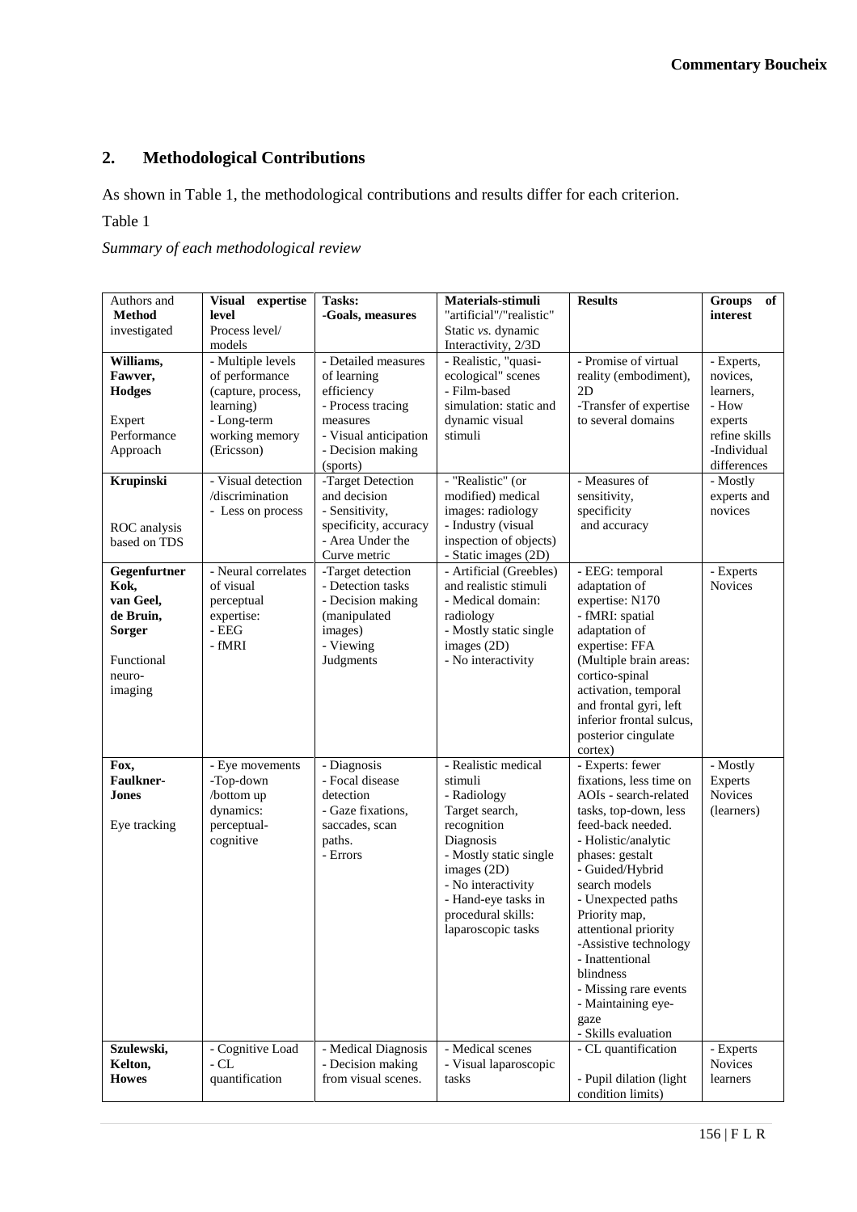## 2. Methodological Contributions

As shown in Table 1, the methodological contributions and results differ for each criterion.

Table 1

*Summary of each methodological review*

| Authors and **Method** investigated | **Visual expertise level** Process level/ models | **Tasks: -Goals, measures** | **Materials-stimuli** "artificial"/"realistic" Static *vs.* dynamic Interactivity, 2/3D | **Results** | **Groups of interest** |
|---|---|---|---|---|---|
| **Williams, Fawver, Hodges** Expert Performance Approach | - Multiple levels of performance (capture, process, learning) - Long-term working memory (Ericsson) | - Detailed measures of learning efficiency - Process tracing measures - Visual anticipation - Decision making (sports) | - Realistic, "quasi-ecological" scenes - Film-based simulation: static and dynamic visual stimuli | - Promise of virtual reality (embodiment), 2D -Transfer of expertise to several domains | - Experts, novices, learners, - How experts refine skills -Individual differences |
| **Krupinski** ROC analysis based on TDS | - Visual detection /discrimination - Less on process | -Target Detection and decision - Sensitivity, specificity, accuracy - Area Under the Curve metric | - "Realistic" (or modified) medical images: radiology - Industry (visual inspection of objects) - Static images (2D) | - Measures of sensitivity, specificity and accuracy | - Mostly experts and novices |
| **Gegenfurtner Kok, van Geel, de Bruin, Sorger** Functional neuro-imaging | - Neural correlates of visual perceptual expertise: - EEG - fMRI | -Target detection - Detection tasks - Decision making (manipulated images) - Viewing Judgments | - Artificial (Greebles) and realistic stimuli - Medical domain: radiology - Mostly static single images (2D) - No interactivity | - EEG: temporal adaptation of expertise: N170 - fMRI: spatial adaptation of expertise: FFA (Multiple brain areas: cortico-spinal activation, temporal and frontal gyri, left inferior frontal sulcus, posterior cingulate cortex) | - Experts Novices |
| **Fox, Faulkner-Jones** Eye tracking | - Eye movements -Top-down /bottom up dynamics: perceptual-cognitive | - Diagnosis - Focal disease detection - Gaze fixations, saccades, scan paths. - Errors | - Realistic medical stimuli - Radiology Target search, recognition Diagnosis - Mostly static single images (2D) - No interactivity - Hand-eye tasks in procedural skills: laparoscopic tasks | - Experts: fewer fixations, less time on AOIs - search-related tasks, top-down, less feed-back needed. - Holistic/analytic phases: gestalt - Guided/Hybrid search models - Unexpected paths Priority map, attentional priority -Assistive technology - Inattentional blindness - Missing rare events - Maintaining eye-gaze - Skills evaluation | - Mostly Experts Novices (learners) |
| **Szulewski, Kelton, Howes** | - Cognitive Load - CL quantification | - Medical Diagnosis - Decision making from visual scenes. | - Medical scenes - Visual laparoscopic tasks | - CL quantification - Pupil dilation (light condition limits) | - Experts Novices learners |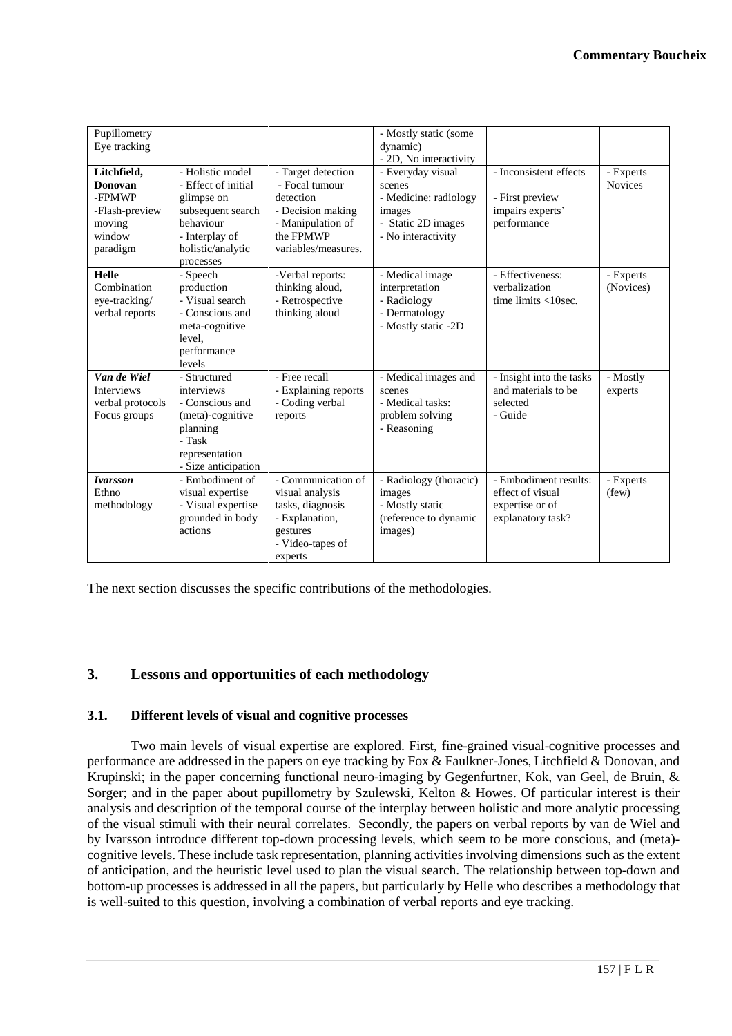| | | | | | |
|---|---|---|---|---|---|
| Pupillometry Eye tracking | | | - Mostly static (some dynamic) - 2D, No interactivity | | |
| **Litchfield, Donovan** -FPMWP -Flash-preview moving window paradigm | - Holistic model - Effect of initial glimpse on subsequent search behaviour - Interplay of holistic/analytic processes | - Target detection - Focal tumour detection - Decision making - Manipulation of the FPMWP variables/measures. | - Everyday visual scenes - Medicine: radiology images - Static 2D images - No interactivity | - Inconsistent effects - First preview impairs experts' performance | - Experts Novices |
| **Helle** Combination eye-tracking/ verbal reports | - Speech production - Visual search - Conscious and meta-cognitive level, performance levels | -Verbal reports: thinking aloud, - Retrospective thinking aloud | - Medical image interpretation - Radiology - Dermatology - Mostly static -2D | - Effectiveness: verbalization time limits <10sec. | - Experts (Novices) |
| ***Van de Wiel*** Interviews verbal protocols Focus groups | - Structured interviews - Conscious and (meta)-cognitive planning - Task representation - Size anticipation | - Free recall - Explaining reports - Coding verbal reports | - Medical images and scenes - Medical tasks: problem solving - Reasoning | - Insight into the tasks and materials to be selected - Guide | - Mostly experts |
| ***Ivarsson*** Ethno methodology | - Embodiment of visual expertise - Visual expertise grounded in body actions | - Communication of visual analysis tasks, diagnosis - Explanation, gestures - Video-tapes of experts | - Radiology (thoracic) images - Mostly static (reference to dynamic images) | - Embodiment results: effect of visual expertise or of explanatory task? | - Experts (few) |

The next section discusses the specific contributions of the methodologies.

## 3. Lessons and opportunities of each methodology

### 3.1. Different levels of visual and cognitive processes

Two main levels of visual expertise are explored. First, fine-grained visual-cognitive processes and performance are addressed in the papers on eye tracking by Fox & Faulkner-Jones, Litchfield & Donovan, and Krupinski; in the paper concerning functional neuro-imaging by Gegenfurtner, Kok, van Geel, de Bruin, & Sorger; and in the paper about pupillometry by Szulewski, Kelton & Howes. Of particular interest is their analysis and description of the temporal course of the interplay between holistic and more analytic processing of the visual stimuli with their neural correlates. Secondly, the papers on verbal reports by van de Wiel and by Ivarsson introduce different top-down processing levels, which seem to be more conscious, and (meta)-cognitive levels. These include task representation, planning activities involving dimensions such as the extent of anticipation, and the heuristic level used to plan the visual search. The relationship between top-down and bottom-up processes is addressed in all the papers, but particularly by Helle who describes a methodology that is well-suited to this question, involving a combination of verbal reports and eye tracking.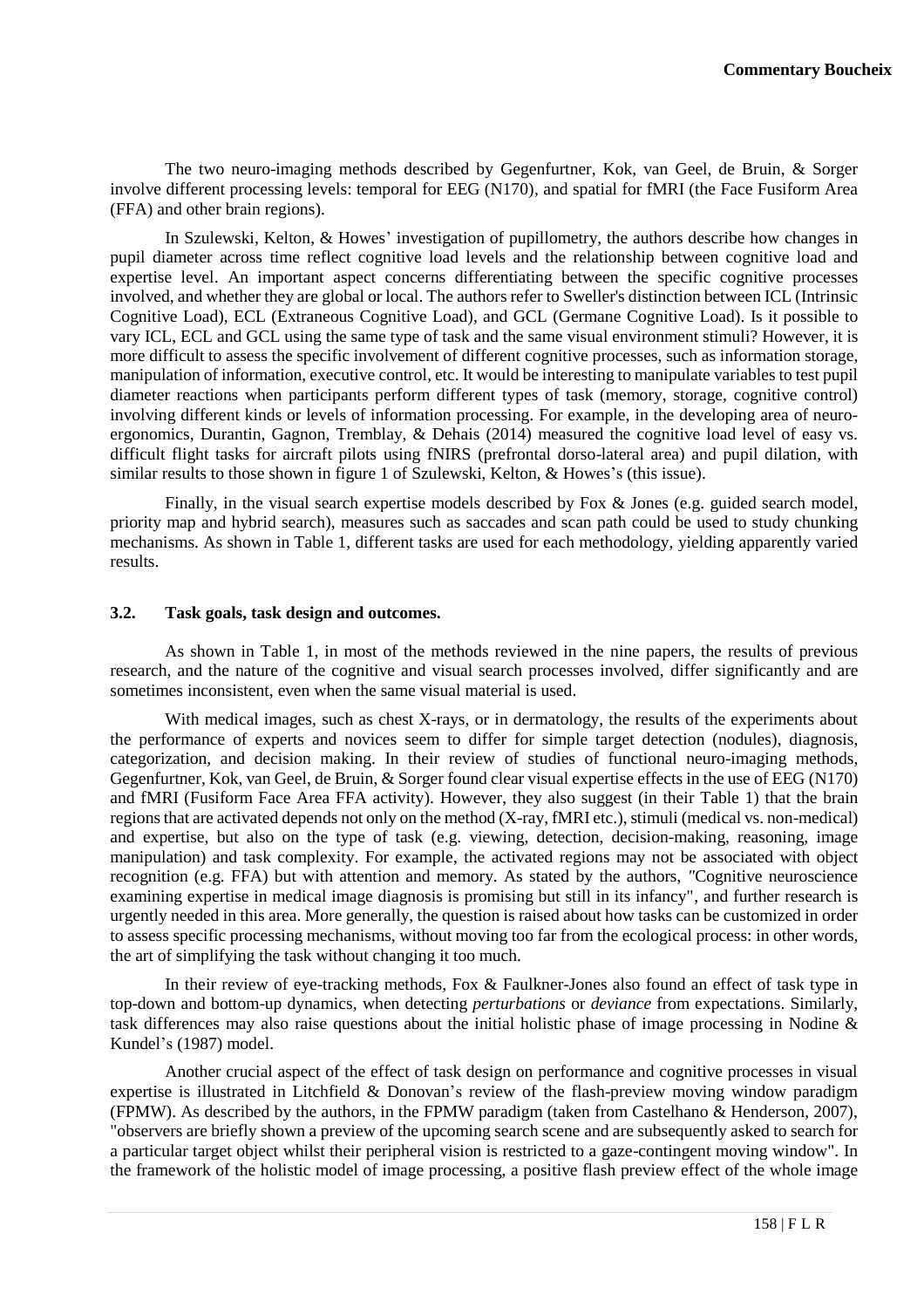The two neuro-imaging methods described by Gegenfurtner, Kok, van Geel, de Bruin, & Sorger involve different processing levels: temporal for EEG (N170), and spatial for fMRI (the Face Fusiform Area (FFA) and other brain regions).

In Szulewski, Kelton, & Howes' investigation of pupillometry, the authors describe how changes in pupil diameter across time reflect cognitive load levels and the relationship between cognitive load and expertise level. An important aspect concerns differentiating between the specific cognitive processes involved, and whether they are global or local. The authors refer to Sweller's distinction between ICL (Intrinsic Cognitive Load), ECL (Extraneous Cognitive Load), and GCL (Germane Cognitive Load). Is it possible to vary ICL, ECL and GCL using the same type of task and the same visual environment stimuli? However, it is more difficult to assess the specific involvement of different cognitive processes, such as information storage, manipulation of information, executive control, etc. It would be interesting to manipulate variables to test pupil diameter reactions when participants perform different types of task (memory, storage, cognitive control) involving different kinds or levels of information processing. For example, in the developing area of neuro-ergonomics, Durantin, Gagnon, Tremblay, & Dehais (2014) measured the cognitive load level of easy vs. difficult flight tasks for aircraft pilots using fNIRS (prefrontal dorso-lateral area) and pupil dilation, with similar results to those shown in figure 1 of Szulewski, Kelton, & Howes's (this issue).

Finally, in the visual search expertise models described by Fox & Jones (e.g. guided search model, priority map and hybrid search), measures such as saccades and scan path could be used to study chunking mechanisms. As shown in Table 1, different tasks are used for each methodology, yielding apparently varied results.

### 3.2. Task goals, task design and outcomes.

As shown in Table 1, in most of the methods reviewed in the nine papers, the results of previous research, and the nature of the cognitive and visual search processes involved, differ significantly and are sometimes inconsistent, even when the same visual material is used.

With medical images, such as chest X-rays, or in dermatology, the results of the experiments about the performance of experts and novices seem to differ for simple target detection (nodules), diagnosis, categorization, and decision making. In their review of studies of functional neuro-imaging methods, Gegenfurtner, Kok, van Geel, de Bruin, & Sorger found clear visual expertise effects in the use of EEG (N170) and fMRI (Fusiform Face Area FFA activity). However, they also suggest (in their Table 1) that the brain regions that are activated depends not only on the method (X-ray, fMRI etc.), stimuli (medical vs. non-medical) and expertise, but also on the type of task (e.g. viewing, detection, decision-making, reasoning, image manipulation) and task complexity. For example, the activated regions may not be associated with object recognition (e.g. FFA) but with attention and memory. As stated by the authors, "Cognitive neuroscience examining expertise in medical image diagnosis is promising but still in its infancy", and further research is urgently needed in this area. More generally, the question is raised about how tasks can be customized in order to assess specific processing mechanisms, without moving too far from the ecological process: in other words, the art of simplifying the task without changing it too much.

In their review of eye-tracking methods, Fox & Faulkner-Jones also found an effect of task type in top-down and bottom-up dynamics, when detecting *perturbations* or *deviance* from expectations. Similarly, task differences may also raise questions about the initial holistic phase of image processing in Nodine & Kundel's (1987) model.

Another crucial aspect of the effect of task design on performance and cognitive processes in visual expertise is illustrated in Litchfield & Donovan's review of the flash-preview moving window paradigm (FPMW). As described by the authors, in the FPMW paradigm (taken from Castelhano & Henderson, 2007), "observers are briefly shown a preview of the upcoming search scene and are subsequently asked to search for a particular target object whilst their peripheral vision is restricted to a gaze-contingent moving window". In the framework of the holistic model of image processing, a positive flash preview effect of the whole image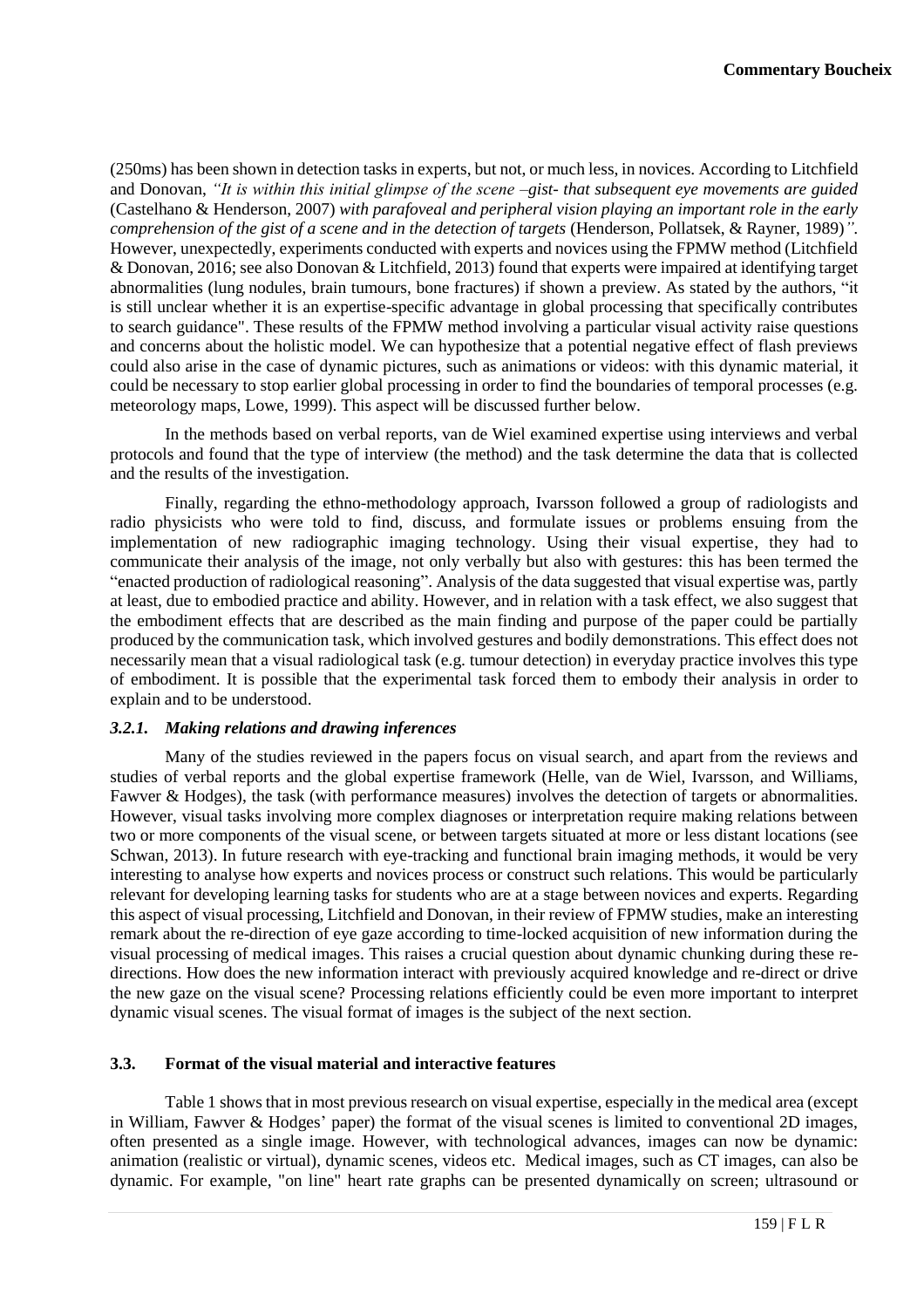(250ms) has been shown in detection tasks in experts, but not, or much less, in novices. According to Litchfield and Donovan, *"It is within this initial glimpse of the scene –gist- that subsequent eye movements are guided* (Castelhano & Henderson, 2007) *with parafoveal and peripheral vision playing an important role in the early comprehension of the gist of a scene and in the detection of targets* (Henderson, Pollatsek, & Rayner, 1989)*"*. However, unexpectedly, experiments conducted with experts and novices using the FPMW method (Litchfield & Donovan, 2016; see also Donovan & Litchfield, 2013) found that experts were impaired at identifying target abnormalities (lung nodules, brain tumours, bone fractures) if shown a preview. As stated by the authors, "it is still unclear whether it is an expertise-specific advantage in global processing that specifically contributes to search guidance". These results of the FPMW method involving a particular visual activity raise questions and concerns about the holistic model. We can hypothesize that a potential negative effect of flash previews could also arise in the case of dynamic pictures, such as animations or videos: with this dynamic material, it could be necessary to stop earlier global processing in order to find the boundaries of temporal processes (e.g. meteorology maps, Lowe, 1999). This aspect will be discussed further below.

In the methods based on verbal reports, van de Wiel examined expertise using interviews and verbal protocols and found that the type of interview (the method) and the task determine the data that is collected and the results of the investigation.

Finally, regarding the ethno-methodology approach, Ivarsson followed a group of radiologists and radio physicists who were told to find, discuss, and formulate issues or problems ensuing from the implementation of new radiographic imaging technology. Using their visual expertise, they had to communicate their analysis of the image, not only verbally but also with gestures: this has been termed the "enacted production of radiological reasoning". Analysis of the data suggested that visual expertise was, partly at least, due to embodied practice and ability. However, and in relation with a task effect, we also suggest that the embodiment effects that are described as the main finding and purpose of the paper could be partially produced by the communication task, which involved gestures and bodily demonstrations. This effect does not necessarily mean that a visual radiological task (e.g. tumour detection) in everyday practice involves this type of embodiment. It is possible that the experimental task forced them to embody their analysis in order to explain and to be understood.

#### *3.2.1. Making relations and drawing inferences*

Many of the studies reviewed in the papers focus on visual search, and apart from the reviews and studies of verbal reports and the global expertise framework (Helle, van de Wiel, Ivarsson, and Williams, Fawver & Hodges), the task (with performance measures) involves the detection of targets or abnormalities. However, visual tasks involving more complex diagnoses or interpretation require making relations between two or more components of the visual scene, or between targets situated at more or less distant locations (see Schwan, 2013). In future research with eye-tracking and functional brain imaging methods, it would be very interesting to analyse how experts and novices process or construct such relations. This would be particularly relevant for developing learning tasks for students who are at a stage between novices and experts. Regarding this aspect of visual processing, Litchfield and Donovan, in their review of FPMW studies, make an interesting remark about the re-direction of eye gaze according to time-locked acquisition of new information during the visual processing of medical images. This raises a crucial question about dynamic chunking during these re-directions. How does the new information interact with previously acquired knowledge and re-direct or drive the new gaze on the visual scene? Processing relations efficiently could be even more important to interpret dynamic visual scenes. The visual format of images is the subject of the next section.

### 3.3. Format of the visual material and interactive features

Table 1 shows that in most previous research on visual expertise, especially in the medical area (except in William, Fawver & Hodges' paper) the format of the visual scenes is limited to conventional 2D images, often presented as a single image. However, with technological advances, images can now be dynamic: animation (realistic or virtual), dynamic scenes, videos etc. Medical images, such as CT images, can also be dynamic. For example, "on line" heart rate graphs can be presented dynamically on screen; ultrasound or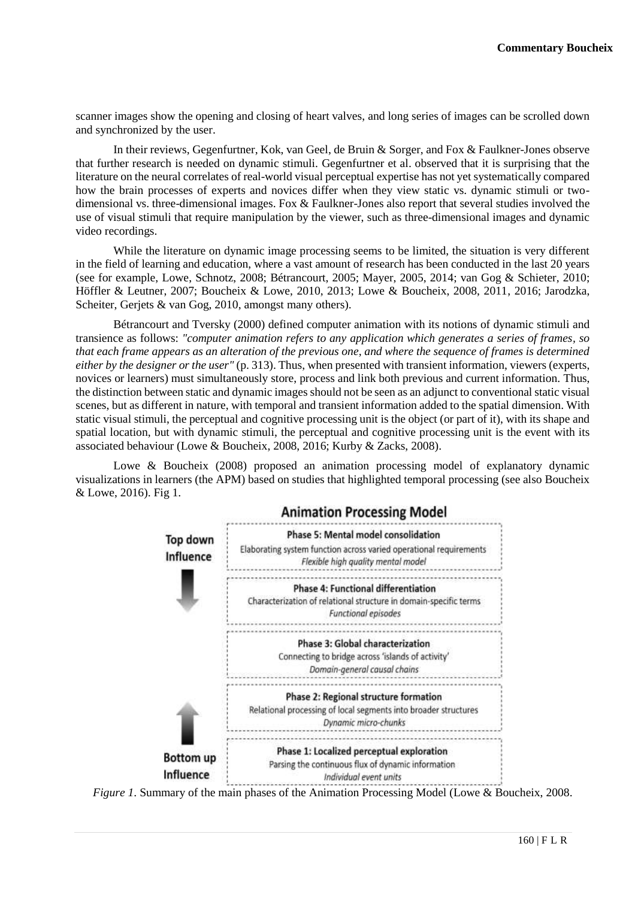scanner images show the opening and closing of heart valves, and long series of images can be scrolled down and synchronized by the user.

In their reviews, Gegenfurtner, Kok, van Geel, de Bruin & Sorger, and Fox & Faulkner-Jones observe that further research is needed on dynamic stimuli. Gegenfurtner et al. observed that it is surprising that the literature on the neural correlates of real-world visual perceptual expertise has not yet systematically compared how the brain processes of experts and novices differ when they view static vs. dynamic stimuli or two-dimensional vs. three-dimensional images. Fox & Faulkner-Jones also report that several studies involved the use of visual stimuli that require manipulation by the viewer, such as three-dimensional images and dynamic video recordings.

While the literature on dynamic image processing seems to be limited, the situation is very different in the field of learning and education, where a vast amount of research has been conducted in the last 20 years (see for example, Lowe, Schnotz, 2008; Bétrancourt, 2005; Mayer, 2005, 2014; van Gog & Schieter, 2010; Höffler & Leutner, 2007; Boucheix & Lowe, 2010, 2013; Lowe & Boucheix, 2008, 2011, 2016; Jarodzka, Scheiter, Gerjets & van Gog, 2010, amongst many others).

Bétrancourt and Tversky (2000) defined computer animation with its notions of dynamic stimuli and transience as follows: *"computer animation refers to any application which generates a series of frames, so that each frame appears as an alteration of the previous one, and where the sequence of frames is determined either by the designer or the user"* (p. 313). Thus, when presented with transient information, viewers (experts, novices or learners) must simultaneously store, process and link both previous and current information. Thus, the distinction between static and dynamic images should not be seen as an adjunct to conventional static visual scenes, but as different in nature, with temporal and transient information added to the spatial dimension. With static visual stimuli, the perceptual and cognitive processing unit is the object (or part of it), with its shape and spatial location, but with dynamic stimuli, the perceptual and cognitive processing unit is the event with its associated behaviour (Lowe & Boucheix, 2008, 2016; Kurby & Zacks, 2008).

Lowe & Boucheix (2008) proposed an animation processing model of explanatory dynamic visualizations in learners (the APM) based on studies that highlighted temporal processing (see also Boucheix & Lowe, 2016). Fig 1.

**Animation Processing Model**

| Influence | Phase |
|---|---|
| Top down Influence | **Phase 5: Mental model consolidation**<br>Elaborating system function across varied operational requirements<br>*Flexible high quality mental model* |
| | **Phase 4: Functional differentiation**<br>Characterization of relational structure in domain-specific terms<br>*Functional episodes* |
| | **Phase 3: Global characterization**<br>Connecting to bridge across 'islands of activity'<br>*Domain-general causal chains* |
| | **Phase 2: Regional structure formation**<br>Relational processing of local segments into broader structures<br>*Dynamic micro-chunks* |
| Bottom up Influence | **Phase 1: Localized perceptual exploration**<br>Parsing the continuous flux of dynamic information<br>*Individual event units* |

*Figure 1.* Summary of the main phases of the Animation Processing Model (Lowe & Boucheix, 2008.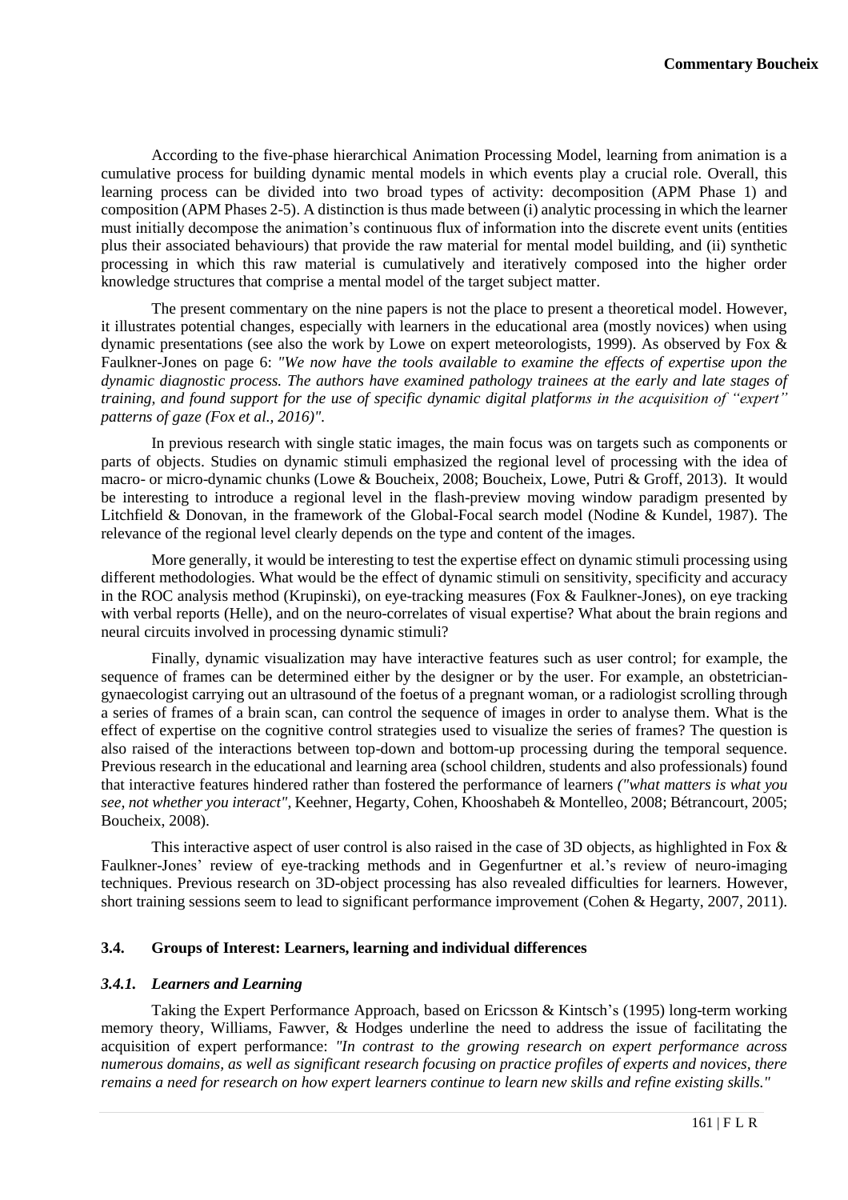According to the five-phase hierarchical Animation Processing Model, learning from animation is a cumulative process for building dynamic mental models in which events play a crucial role. Overall, this learning process can be divided into two broad types of activity: decomposition (APM Phase 1) and composition (APM Phases 2-5). A distinction is thus made between (i) analytic processing in which the learner must initially decompose the animation's continuous flux of information into the discrete event units (entities plus their associated behaviours) that provide the raw material for mental model building, and (ii) synthetic processing in which this raw material is cumulatively and iteratively composed into the higher order knowledge structures that comprise a mental model of the target subject matter.

The present commentary on the nine papers is not the place to present a theoretical model. However, it illustrates potential changes, especially with learners in the educational area (mostly novices) when using dynamic presentations (see also the work by Lowe on expert meteorologists, 1999). As observed by Fox & Faulkner-Jones on page 6: *"We now have the tools available to examine the effects of expertise upon the dynamic diagnostic process. The authors have examined pathology trainees at the early and late stages of training, and found support for the use of specific dynamic digital platforms in the acquisition of "expert" patterns of gaze (Fox et al., 2016)".*

In previous research with single static images, the main focus was on targets such as components or parts of objects. Studies on dynamic stimuli emphasized the regional level of processing with the idea of macro- or micro-dynamic chunks (Lowe & Boucheix, 2008; Boucheix, Lowe, Putri & Groff, 2013). It would be interesting to introduce a regional level in the flash-preview moving window paradigm presented by Litchfield & Donovan, in the framework of the Global-Focal search model (Nodine & Kundel, 1987). The relevance of the regional level clearly depends on the type and content of the images.

More generally, it would be interesting to test the expertise effect on dynamic stimuli processing using different methodologies. What would be the effect of dynamic stimuli on sensitivity, specificity and accuracy in the ROC analysis method (Krupinski), on eye-tracking measures (Fox & Faulkner-Jones), on eye tracking with verbal reports (Helle), and on the neuro-correlates of visual expertise? What about the brain regions and neural circuits involved in processing dynamic stimuli?

Finally, dynamic visualization may have interactive features such as user control; for example, the sequence of frames can be determined either by the designer or by the user. For example, an obstetrician-gynaecologist carrying out an ultrasound of the foetus of a pregnant woman, or a radiologist scrolling through a series of frames of a brain scan, can control the sequence of images in order to analyse them. What is the effect of expertise on the cognitive control strategies used to visualize the series of frames? The question is also raised of the interactions between top-down and bottom-up processing during the temporal sequence. Previous research in the educational and learning area (school children, students and also professionals) found that interactive features hindered rather than fostered the performance of learners *("what matters is what you see, not whether you interact"*, Keehner, Hegarty, Cohen, Khooshabeh & Montelleo, 2008; Bétrancourt, 2005; Boucheix, 2008).

This interactive aspect of user control is also raised in the case of 3D objects, as highlighted in Fox & Faulkner-Jones' review of eye-tracking methods and in Gegenfurtner et al.'s review of neuro-imaging techniques. Previous research on 3D-object processing has also revealed difficulties for learners. However, short training sessions seem to lead to significant performance improvement (Cohen & Hegarty, 2007, 2011).

### 3.4. Groups of Interest: Learners, learning and individual differences

#### *3.4.1. Learners and Learning*

Taking the Expert Performance Approach, based on Ericsson & Kintsch's (1995) long-term working memory theory, Williams, Fawver, & Hodges underline the need to address the issue of facilitating the acquisition of expert performance: *"In contrast to the growing research on expert performance across numerous domains, as well as significant research focusing on practice profiles of experts and novices, there remains a need for research on how expert learners continue to learn new skills and refine existing skills."*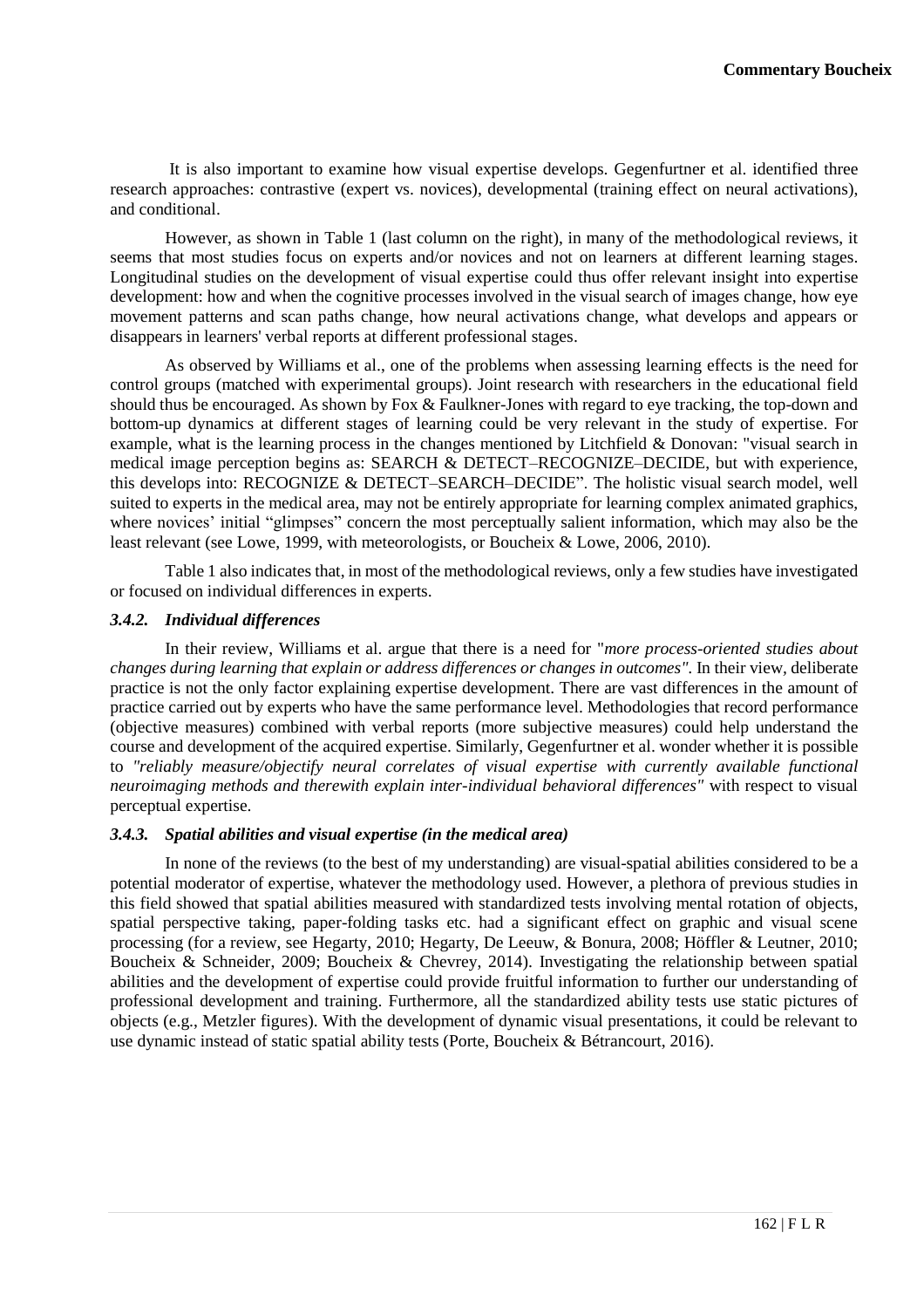It is also important to examine how visual expertise develops. Gegenfurtner et al. identified three research approaches: contrastive (expert vs. novices), developmental (training effect on neural activations), and conditional.

However, as shown in Table 1 (last column on the right), in many of the methodological reviews, it seems that most studies focus on experts and/or novices and not on learners at different learning stages. Longitudinal studies on the development of visual expertise could thus offer relevant insight into expertise development: how and when the cognitive processes involved in the visual search of images change, how eye movement patterns and scan paths change, how neural activations change, what develops and appears or disappears in learners' verbal reports at different professional stages.

As observed by Williams et al., one of the problems when assessing learning effects is the need for control groups (matched with experimental groups). Joint research with researchers in the educational field should thus be encouraged. As shown by Fox & Faulkner-Jones with regard to eye tracking, the top-down and bottom-up dynamics at different stages of learning could be very relevant in the study of expertise. For example, what is the learning process in the changes mentioned by Litchfield & Donovan: "visual search in medical image perception begins as: SEARCH & DETECT–RECOGNIZE–DECIDE, but with experience, this develops into: RECOGNIZE & DETECT–SEARCH–DECIDE". The holistic visual search model, well suited to experts in the medical area, may not be entirely appropriate for learning complex animated graphics, where novices' initial "glimpses" concern the most perceptually salient information, which may also be the least relevant (see Lowe, 1999, with meteorologists, or Boucheix & Lowe, 2006, 2010).

Table 1 also indicates that, in most of the methodological reviews, only a few studies have investigated or focused on individual differences in experts.

### *3.4.2. Individual differences*

In their review, Williams et al. argue that there is a need for "*more process-oriented studies about changes during learning that explain or address differences or changes in outcomes"*. In their view, deliberate practice is not the only factor explaining expertise development. There are vast differences in the amount of practice carried out by experts who have the same performance level. Methodologies that record performance (objective measures) combined with verbal reports (more subjective measures) could help understand the course and development of the acquired expertise. Similarly, Gegenfurtner et al. wonder whether it is possible to *"reliably measure/objectify neural correlates of visual expertise with currently available functional neuroimaging methods and therewith explain inter-individual behavioral differences"* with respect to visual perceptual expertise.

### *3.4.3. Spatial abilities and visual expertise (in the medical area)*

In none of the reviews (to the best of my understanding) are visual-spatial abilities considered to be a potential moderator of expertise, whatever the methodology used. However, a plethora of previous studies in this field showed that spatial abilities measured with standardized tests involving mental rotation of objects, spatial perspective taking, paper-folding tasks etc. had a significant effect on graphic and visual scene processing (for a review, see Hegarty, 2010; Hegarty, De Leeuw, & Bonura, 2008; Höffler & Leutner, 2010; Boucheix & Schneider, 2009; Boucheix & Chevrey, 2014). Investigating the relationship between spatial abilities and the development of expertise could provide fruitful information to further our understanding of professional development and training. Furthermore, all the standardized ability tests use static pictures of objects (e.g., Metzler figures). With the development of dynamic visual presentations, it could be relevant to use dynamic instead of static spatial ability tests (Porte, Boucheix & Bétrancourt, 2016).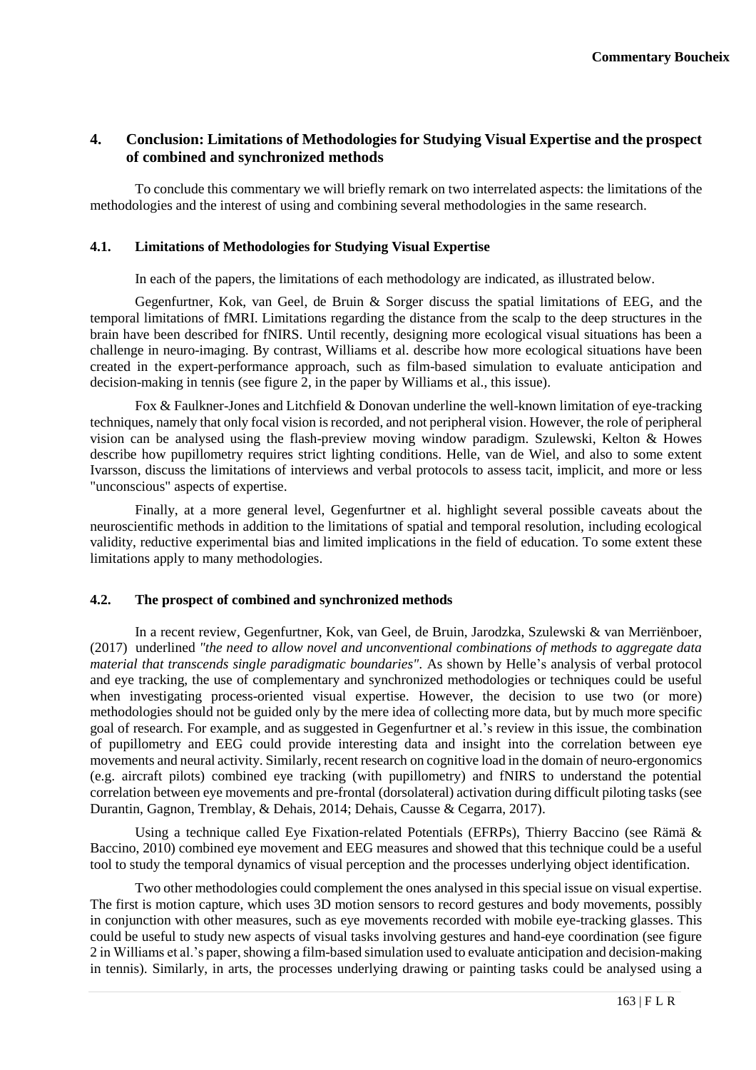## 4. Conclusion: Limitations of Methodologies for Studying Visual Expertise and the prospect of combined and synchronized methods

To conclude this commentary we will briefly remark on two interrelated aspects: the limitations of the methodologies and the interest of using and combining several methodologies in the same research.

### 4.1. Limitations of Methodologies for Studying Visual Expertise

In each of the papers, the limitations of each methodology are indicated, as illustrated below.

Gegenfurtner, Kok, van Geel, de Bruin & Sorger discuss the spatial limitations of EEG, and the temporal limitations of fMRI. Limitations regarding the distance from the scalp to the deep structures in the brain have been described for fNIRS. Until recently, designing more ecological visual situations has been a challenge in neuro-imaging. By contrast, Williams et al. describe how more ecological situations have been created in the expert-performance approach, such as film-based simulation to evaluate anticipation and decision-making in tennis (see figure 2, in the paper by Williams et al., this issue).

Fox & Faulkner-Jones and Litchfield & Donovan underline the well-known limitation of eye-tracking techniques, namely that only focal vision is recorded, and not peripheral vision. However, the role of peripheral vision can be analysed using the flash-preview moving window paradigm. Szulewski, Kelton & Howes describe how pupillometry requires strict lighting conditions. Helle, van de Wiel, and also to some extent Ivarsson, discuss the limitations of interviews and verbal protocols to assess tacit, implicit, and more or less "unconscious" aspects of expertise.

Finally, at a more general level, Gegenfurtner et al. highlight several possible caveats about the neuroscientific methods in addition to the limitations of spatial and temporal resolution, including ecological validity, reductive experimental bias and limited implications in the field of education. To some extent these limitations apply to many methodologies.

### 4.2. The prospect of combined and synchronized methods

In a recent review, Gegenfurtner, Kok, van Geel, de Bruin, Jarodzka, Szulewski & van Merriënboer, (2017) underlined *"the need to allow novel and unconventional combinations of methods to aggregate data material that transcends single paradigmatic boundaries"*. As shown by Helle's analysis of verbal protocol and eye tracking, the use of complementary and synchronized methodologies or techniques could be useful when investigating process-oriented visual expertise. However, the decision to use two (or more) methodologies should not be guided only by the mere idea of collecting more data, but by much more specific goal of research. For example, and as suggested in Gegenfurtner et al.'s review in this issue, the combination of pupillometry and EEG could provide interesting data and insight into the correlation between eye movements and neural activity. Similarly, recent research on cognitive load in the domain of neuro-ergonomics (e.g. aircraft pilots) combined eye tracking (with pupillometry) and fNIRS to understand the potential correlation between eye movements and pre-frontal (dorsolateral) activation during difficult piloting tasks (see Durantin, Gagnon, Tremblay, & Dehais, 2014; Dehais, Causse & Cegarra, 2017).

Using a technique called Eye Fixation-related Potentials (EFRPs), Thierry Baccino (see Rämä & Baccino, 2010) combined eye movement and EEG measures and showed that this technique could be a useful tool to study the temporal dynamics of visual perception and the processes underlying object identification.

Two other methodologies could complement the ones analysed in this special issue on visual expertise. The first is motion capture, which uses 3D motion sensors to record gestures and body movements, possibly in conjunction with other measures, such as eye movements recorded with mobile eye-tracking glasses. This could be useful to study new aspects of visual tasks involving gestures and hand-eye coordination (see figure 2 in Williams et al.'s paper, showing a film-based simulation used to evaluate anticipation and decision-making in tennis). Similarly, in arts, the processes underlying drawing or painting tasks could be analysed using a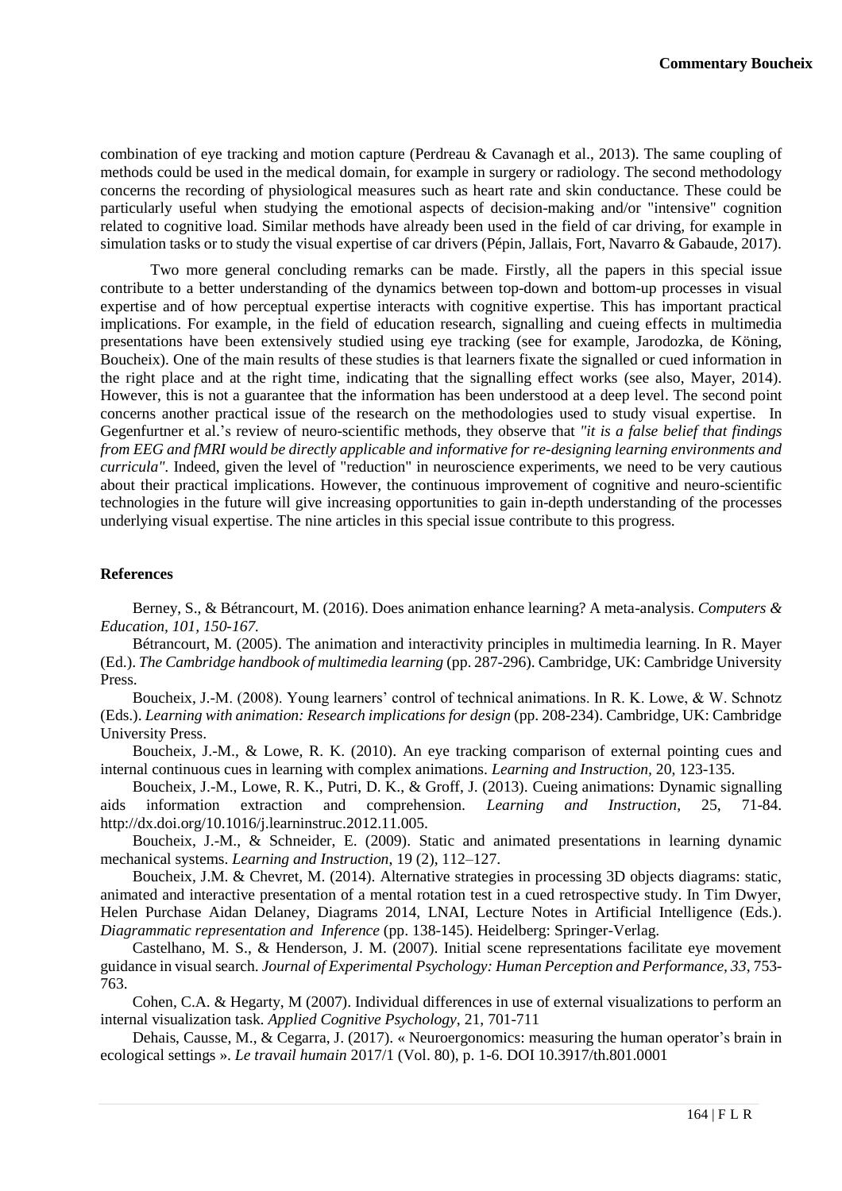combination of eye tracking and motion capture (Perdreau & Cavanagh et al., 2013). The same coupling of methods could be used in the medical domain, for example in surgery or radiology. The second methodology concerns the recording of physiological measures such as heart rate and skin conductance. These could be particularly useful when studying the emotional aspects of decision-making and/or "intensive" cognition related to cognitive load. Similar methods have already been used in the field of car driving, for example in simulation tasks or to study the visual expertise of car drivers (Pépin, Jallais, Fort, Navarro & Gabaude, 2017).

Two more general concluding remarks can be made. Firstly, all the papers in this special issue contribute to a better understanding of the dynamics between top-down and bottom-up processes in visual expertise and of how perceptual expertise interacts with cognitive expertise. This has important practical implications. For example, in the field of education research, signalling and cueing effects in multimedia presentations have been extensively studied using eye tracking (see for example, Jarodozka, de Köning, Boucheix). One of the main results of these studies is that learners fixate the signalled or cued information in the right place and at the right time, indicating that the signalling effect works (see also, Mayer, 2014). However, this is not a guarantee that the information has been understood at a deep level. The second point concerns another practical issue of the research on the methodologies used to study visual expertise. In Gegenfurtner et al.'s review of neuro-scientific methods, they observe that *"it is a false belief that findings from EEG and fMRI would be directly applicable and informative for re-designing learning environments and curricula".* Indeed, given the level of "reduction" in neuroscience experiments, we need to be very cautious about their practical implications. However, the continuous improvement of cognitive and neuro-scientific technologies in the future will give increasing opportunities to gain in-depth understanding of the processes underlying visual expertise. The nine articles in this special issue contribute to this progress.

## References

Berney, S., & Bétrancourt, M. (2016). Does animation enhance learning? A meta-analysis. *Computers & Education, 101, 150-167.*

Bétrancourt, M. (2005). The animation and interactivity principles in multimedia learning. In R. Mayer (Ed.). *The Cambridge handbook of multimedia learning* (pp. 287-296). Cambridge, UK: Cambridge University Press.

Boucheix, J.-M. (2008). Young learners' control of technical animations. In R. K. Lowe, & W. Schnotz (Eds.). *Learning with animation: Research implications for design* (pp. 208-234). Cambridge, UK: Cambridge University Press.

Boucheix, J.-M., & Lowe, R. K. (2010). An eye tracking comparison of external pointing cues and internal continuous cues in learning with complex animations. *Learning and Instruction,* 20, 123-135.

Boucheix, J.-M., Lowe, R. K., Putri, D. K., & Groff, J. (2013). Cueing animations: Dynamic signalling aids information extraction and comprehension. *Learning and Instruction*, 25, 71-84. http://dx.doi.org/10.1016/j.learninstruc.2012.11.005.

Boucheix, J.-M., & Schneider, E. (2009). Static and animated presentations in learning dynamic mechanical systems. *Learning and Instruction*, 19 (2), 112–127.

Boucheix, J.M. & Chevret, M. (2014). Alternative strategies in processing 3D objects diagrams: static, animated and interactive presentation of a mental rotation test in a cued retrospective study. In Tim Dwyer, Helen Purchase Aidan Delaney, Diagrams 2014, LNAI, Lecture Notes in Artificial Intelligence (Eds.). *Diagrammatic representation and Inference* (pp. 138-145). Heidelberg: Springer-Verlag.

Castelhano, M. S., & Henderson, J. M. (2007). Initial scene representations facilitate eye movement guidance in visual search. *Journal of Experimental Psychology: Human Perception and Performance, 33*, 753-763.

Cohen, C.A. & Hegarty, M (2007). Individual differences in use of external visualizations to perform an internal visualization task. *Applied Cognitive Psychology*, 21, 701-711

Dehais, Causse, M., & Cegarra, J. (2017). « Neuroergonomics: measuring the human operator's brain in ecological settings ». *Le travail humain* 2017/1 (Vol. 80), p. 1-6. DOI 10.3917/th.801.0001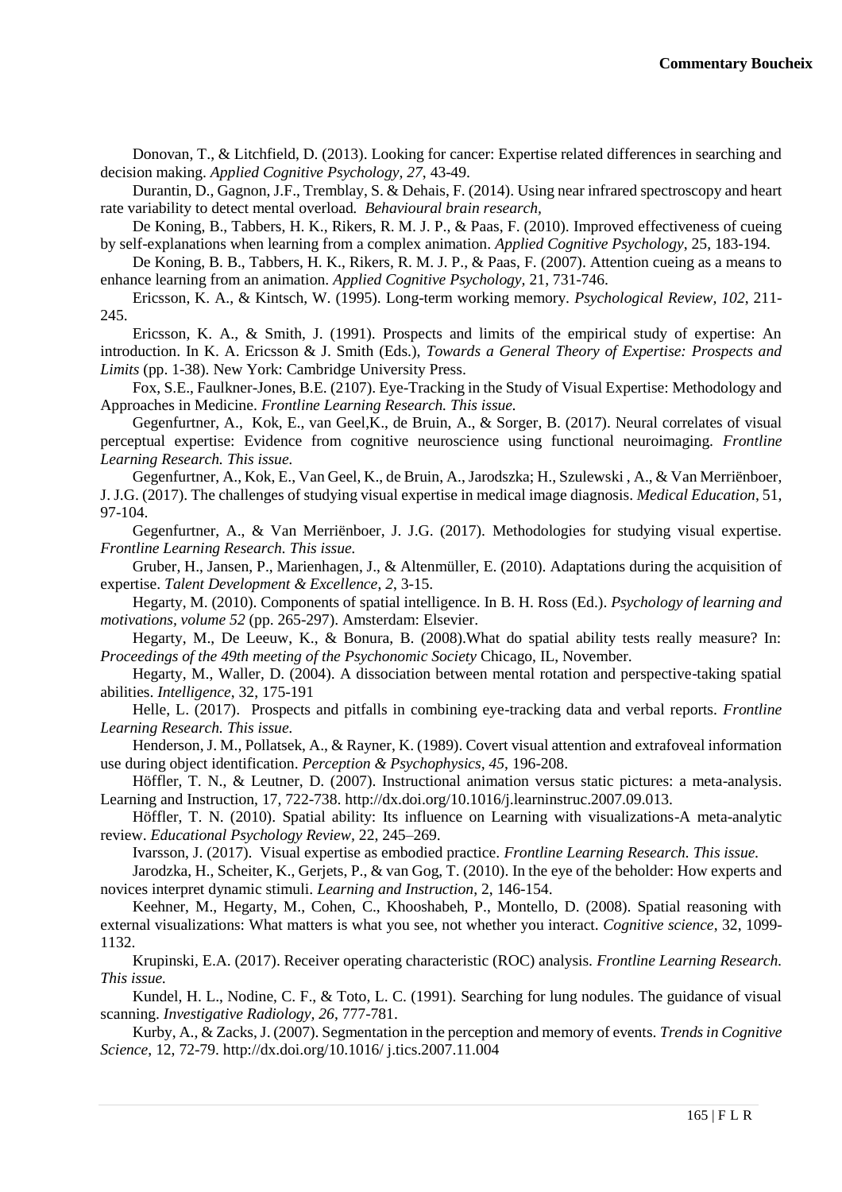Donovan, T., & Litchfield, D. (2013). Looking for cancer: Expertise related differences in searching and decision making. *Applied Cognitive Psychology, 27*, 43-49.

Durantin, D., Gagnon, J.F., Tremblay, S. & Dehais, F. (2014). Using near infrared spectroscopy and heart rate variability to detect mental overload. *Behavioural brain research,*

De Koning, B., Tabbers, H. K., Rikers, R. M. J. P., & Paas, F. (2010). Improved effectiveness of cueing by self-explanations when learning from a complex animation. *Applied Cognitive Psychology*, 25, 183-194.

De Koning, B. B., Tabbers, H. K., Rikers, R. M. J. P., & Paas, F. (2007). Attention cueing as a means to enhance learning from an animation. *Applied Cognitive Psychology*, 21, 731-746.

Ericsson, K. A., & Kintsch, W. (1995). Long-term working memory. *Psychological Review, 102*, 211-245.

Ericsson, K. A., & Smith, J. (1991). Prospects and limits of the empirical study of expertise: An introduction. In K. A. Ericsson & J. Smith (Eds.), *Towards a General Theory of Expertise: Prospects and Limits* (pp. 1-38). New York: Cambridge University Press.

Fox, S.E., Faulkner-Jones, B.E. (2107). Eye-Tracking in the Study of Visual Expertise: Methodology and Approaches in Medicine. *Frontline Learning Research. This issue.*

Gegenfurtner, A., Kok, E., van Geel,K., de Bruin, A., & Sorger, B. (2017). Neural correlates of visual perceptual expertise: Evidence from cognitive neuroscience using functional neuroimaging. *Frontline Learning Research. This issue.*

Gegenfurtner, A., Kok, E., Van Geel, K., de Bruin, A., Jarodszka; H., Szulewski , A., & Van Merriënboer, J. J.G. (2017). The challenges of studying visual expertise in medical image diagnosis. *Medical Education*, 51, 97-104.

Gegenfurtner, A., & Van Merriënboer, J. J.G. (2017). Methodologies for studying visual expertise. *Frontline Learning Research. This issue.*

Gruber, H., Jansen, P., Marienhagen, J., & Altenmüller, E. (2010). Adaptations during the acquisition of expertise. *Talent Development & Excellence, 2*, 3-15.

Hegarty, M. (2010). Components of spatial intelligence. In B. H. Ross (Ed.). *Psychology of learning and motivations, volume 52* (pp. 265-297). Amsterdam: Elsevier.

Hegarty, M., De Leeuw, K., & Bonura, B. (2008).What do spatial ability tests really measure? In: *Proceedings of the 49th meeting of the Psychonomic Society* Chicago, IL, November.

Hegarty, M., Waller, D. (2004). A dissociation between mental rotation and perspective-taking spatial abilities. *Intelligence*, 32, 175-191

Helle, L. (2017). Prospects and pitfalls in combining eye-tracking data and verbal reports. *Frontline Learning Research. This issue.*

Henderson, J. M., Pollatsek, A., & Rayner, K. (1989). Covert visual attention and extrafoveal information use during object identification. *Perception & Psychophysics, 45*, 196-208.

Höffler, T. N., & Leutner, D. (2007). Instructional animation versus static pictures: a meta-analysis. Learning and Instruction, 17, 722-738. http://dx.doi.org/10.1016/j.learninstruc.2007.09.013.

Höffler, T. N. (2010). Spatial ability: Its influence on Learning with visualizations-A meta-analytic review. *Educational Psychology Review,* 22, 245–269.

Ivarsson, J. (2017). Visual expertise as embodied practice. *Frontline Learning Research. This issue.*

Jarodzka, H., Scheiter, K., Gerjets, P., & van Gog, T. (2010). In the eye of the beholder: How experts and novices interpret dynamic stimuli. *Learning and Instruction*, 2, 146-154.

Keehner, M., Hegarty, M., Cohen, C., Khooshabeh, P., Montello, D. (2008). Spatial reasoning with external visualizations: What matters is what you see, not whether you interact. *Cognitive science*, 32, 1099-1132.

Krupinski, E.A. (2017). Receiver operating characteristic (ROC) analysis. *Frontline Learning Research. This issue.*

Kundel, H. L., Nodine, C. F., & Toto, L. C. (1991). Searching for lung nodules. The guidance of visual scanning. *Investigative Radiology, 26*, 777-781.

Kurby, A., & Zacks, J. (2007). Segmentation in the perception and memory of events. *Trends in Cognitive Science*, 12, 72-79. http://dx.doi.org/10.1016/ j.tics.2007.11.004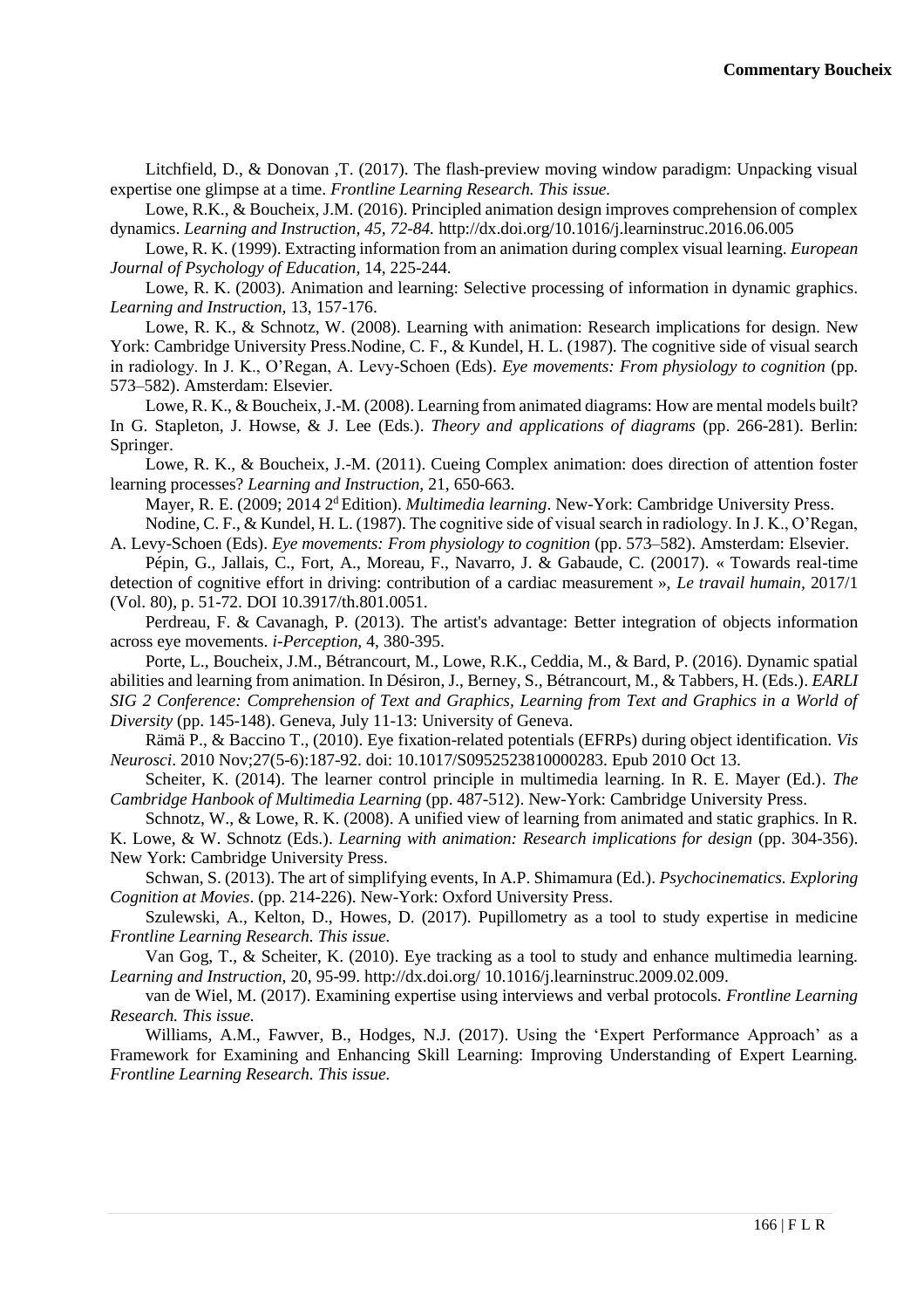Litchfield, D., & Donovan ,T. (2017). The flash-preview moving window paradigm: Unpacking visual expertise one glimpse at a time. *Frontline Learning Research. This issue.*

Lowe, R.K., & Boucheix, J.M. (2016). Principled animation design improves comprehension of complex dynamics. *Learning and Instruction, 45, 72-84.* http://dx.doi.org/10.1016/j.learninstruc.2016.06.005

Lowe, R. K. (1999). Extracting information from an animation during complex visual learning. *European Journal of Psychology of Education*, 14, 225-244.

Lowe, R. K. (2003). Animation and learning: Selective processing of information in dynamic graphics. *Learning and Instruction*, 13, 157-176.

Lowe, R. K., & Schnotz, W. (2008). Learning with animation: Research implications for design. New York: Cambridge University Press.Nodine, C. F., & Kundel, H. L. (1987). The cognitive side of visual search in radiology. In J. K., O'Regan, A. Levy-Schoen (Eds). *Eye movements: From physiology to cognition* (pp. 573–582). Amsterdam: Elsevier.

Lowe, R. K., & Boucheix, J.-M. (2008). Learning from animated diagrams: How are mental models built? In G. Stapleton, J. Howse, & J. Lee (Eds.). *Theory and applications of diagrams* (pp. 266-281). Berlin: Springer.

Lowe, R. K., & Boucheix, J.-M. (2011). Cueing Complex animation: does direction of attention foster learning processes? *Learning and Instruction*, 21, 650-663.

Mayer, R. E. (2009; 2014 2d Edition). *Multimedia learning*. New-York: Cambridge University Press.

Nodine, C. F., & Kundel, H. L. (1987). The cognitive side of visual search in radiology. In J. K., O'Regan, A. Levy-Schoen (Eds). *Eye movements: From physiology to cognition* (pp. 573–582). Amsterdam: Elsevier.

Pépin, G., Jallais, C., Fort, A., Moreau, F., Navarro, J. & Gabaude, C. (20017). « Towards real-time detection of cognitive effort in driving: contribution of a cardiac measurement », *Le travail humain*, 2017/1 (Vol. 80), p. 51-72. DOI 10.3917/th.801.0051.

Perdreau, F. & Cavanagh, P. (2013). The artist's advantage: Better integration of objects information across eye movements. *i-Perception,* 4, 380-395.

Porte, L., Boucheix, J.M., Bétrancourt, M., Lowe, R.K., Ceddia, M., & Bard, P. (2016). Dynamic spatial abilities and learning from animation. In Désiron, J., Berney, S., Bétrancourt, M., & Tabbers, H. (Eds.). *EARLI SIG 2 Conference: Comprehension of Text and Graphics, Learning from Text and Graphics in a World of Diversity* (pp. 145-148). Geneva, July 11-13: University of Geneva.

Rämä P., & Baccino T., (2010). Eye fixation-related potentials (EFRPs) during object identification. *Vis Neurosci*. 2010 Nov;27(5-6):187-92. doi: 10.1017/S0952523810000283. Epub 2010 Oct 13.

Scheiter, K. (2014). The learner control principle in multimedia learning. In R. E. Mayer (Ed.). *The Cambridge Hanbook of Multimedia Learning* (pp. 487-512). New-York: Cambridge University Press.

Schnotz, W., & Lowe, R. K. (2008). A unified view of learning from animated and static graphics. In R. K. Lowe, & W. Schnotz (Eds.). *Learning with animation: Research implications for design* (pp. 304-356). New York: Cambridge University Press.

Schwan, S. (2013). The art of simplifying events, In A.P. Shimamura (Ed.). *Psychocinematics. Exploring Cognition at Movies*. (pp. 214-226). New-York: Oxford University Press.

Szulewski, A., Kelton, D., Howes, D. (2017). Pupillometry as a tool to study expertise in medicine *Frontline Learning Research. This issue.*

Van Gog, T., & Scheiter, K. (2010). Eye tracking as a tool to study and enhance multimedia learning. *Learning and Instruction*, 20, 95-99. http://dx.doi.org/ 10.1016/j.learninstruc.2009.02.009.

van de Wiel, M. (2017). Examining expertise using interviews and verbal protocols. *Frontline Learning Research. This issue.*

Williams, A.M., Fawver, B., Hodges, N.J. (2017). Using the 'Expert Performance Approach' as a Framework for Examining and Enhancing Skill Learning: Improving Understanding of Expert Learning. *Frontline Learning Research. This issue.*